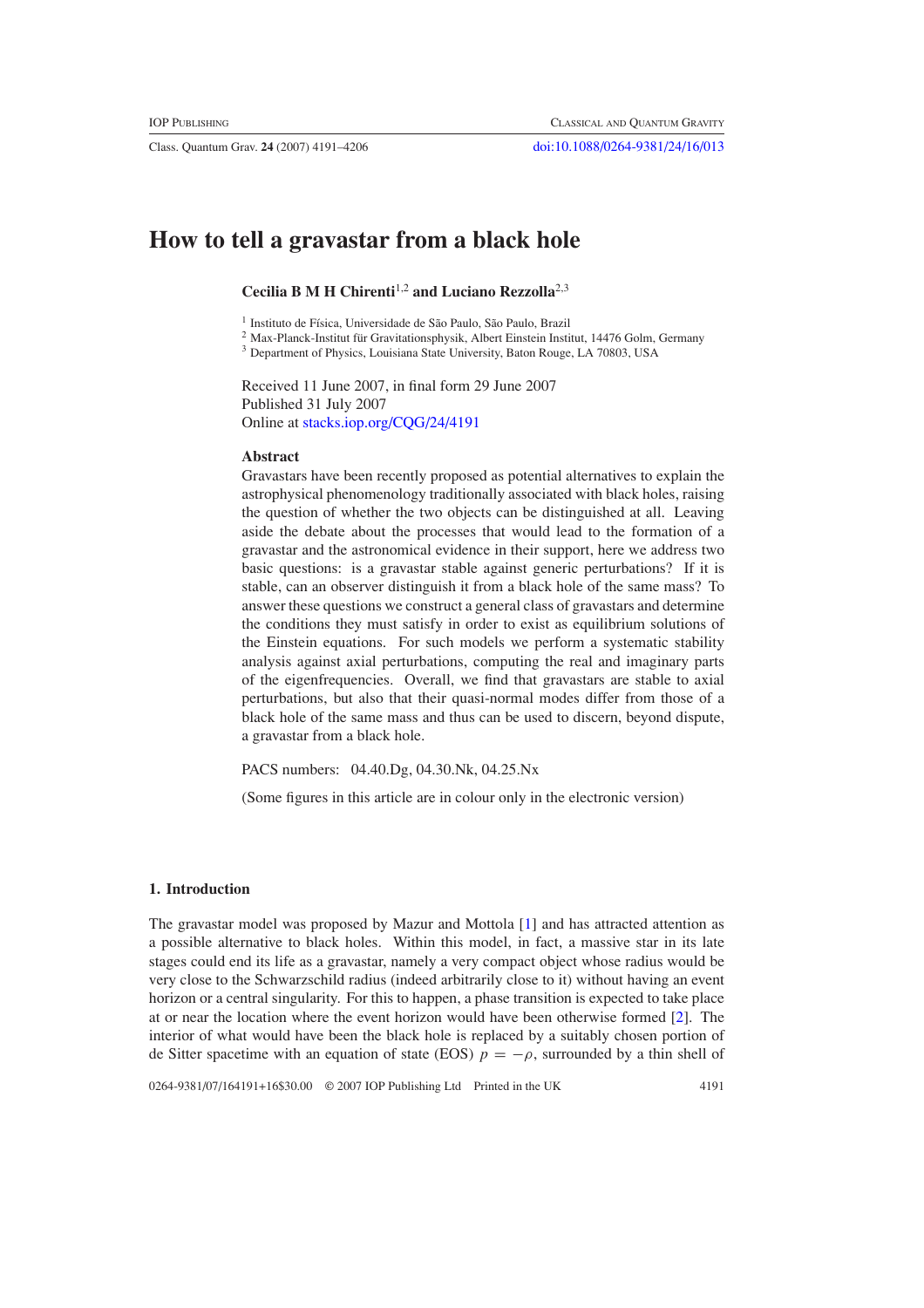# How to tell a gravastar from a black hole

**Cecilia B M H Chirenti**[1,2] **and Luciano Rezzolla**[2,3]

[1] Instituto de Física, Universidade de São Paulo, São Paulo, Brazil
[2] Max-Planck-Institut für Gravitationsphysik, Albert Einstein Institut, 14476 Golm, Germany
[3] Department of Physics, Louisiana State University, Baton Rouge, LA 70803, USA

Received 11 June 2007, in final form 29 June 2007
Published 31 July 2007
Online at stacks.iop.org/CQG/24/4191

### Abstract

Gravastars have been recently proposed as potential alternatives to explain the astrophysical phenomenology traditionally associated with black holes, raising the question of whether the two objects can be distinguished at all. Leaving aside the debate about the processes that would lead to the formation of a gravastar and the astronomical evidence in their support, here we address two basic questions: is a gravastar stable against generic perturbations? If it is stable, can an observer distinguish it from a black hole of the same mass? To answer these questions we construct a general class of gravastars and determine the conditions they must satisfy in order to exist as equilibrium solutions of the Einstein equations. For such models we perform a systematic stability analysis against axial perturbations, computing the real and imaginary parts of the eigenfrequencies. Overall, we find that gravastars are stable to axial perturbations, but also that their quasi-normal modes differ from those of a black hole of the same mass and thus can be used to discern, beyond dispute, a gravastar from a black hole.

PACS numbers: 04.40.Dg, 04.30.Nk, 04.25.Nx

(Some figures in this article are in colour only in the electronic version)

## 1. Introduction

The gravastar model was proposed by Mazur and Mottola [1] and has attracted attention as a possible alternative to black holes. Within this model, in fact, a massive star in its late stages could end its life as a gravastar, namely a very compact object whose radius would be very close to the Schwarzschild radius (indeed arbitrarily close to it) without having an event horizon or a central singularity. For this to happen, a phase transition is expected to take place at or near the location where the event horizon would have been otherwise formed [2]. The interior of what would have been the black hole is replaced by a suitably chosen portion of de Sitter spacetime with an equation of state (EOS) $p = -\rho$, surrounded by a thin shell of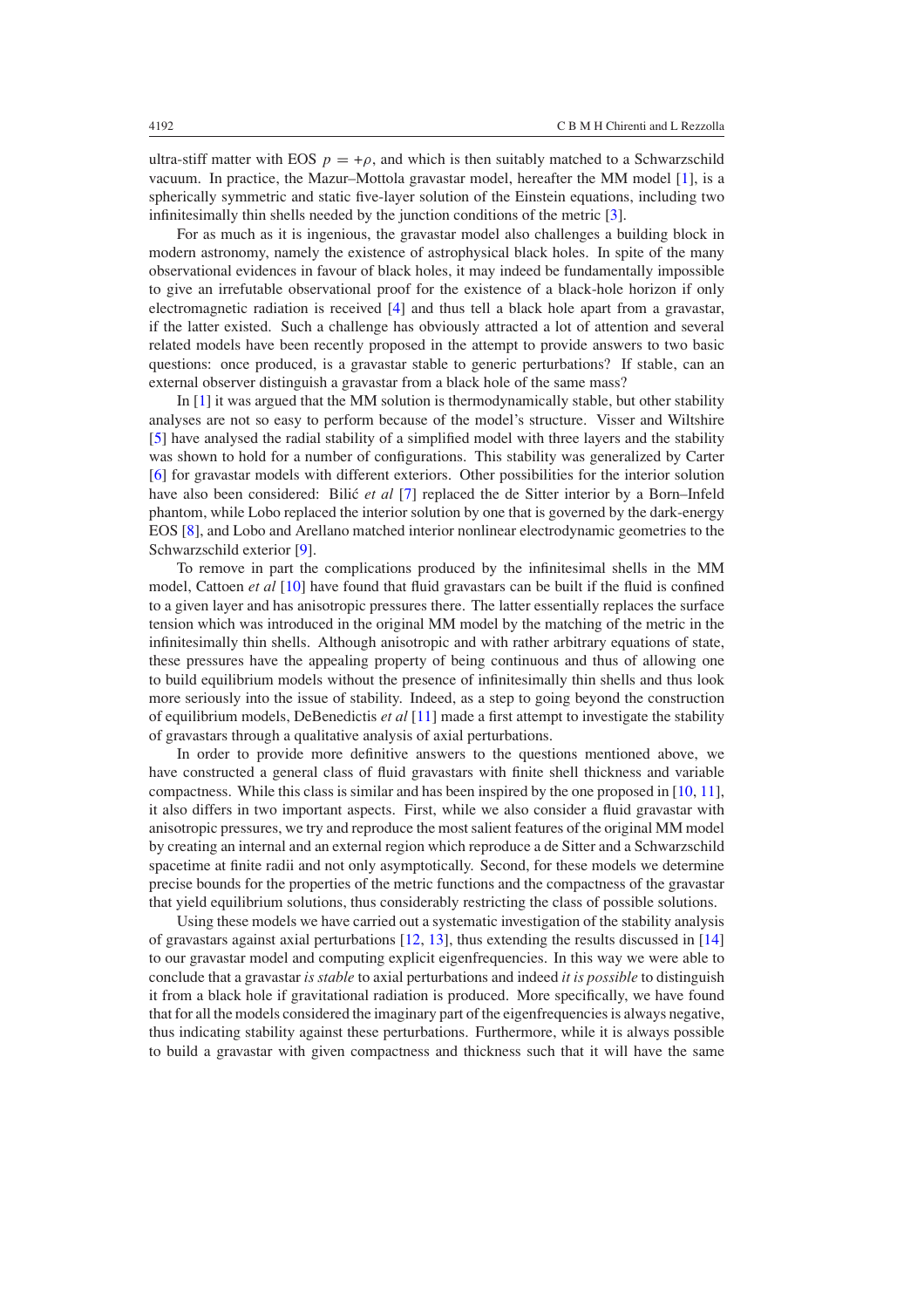ultra-stiff matter with EOS $p = +\rho$, and which is then suitably matched to a Schwarzschild vacuum. In practice, the Mazur–Mottola gravastar model, hereafter the MM model [1], is a spherically symmetric and static five-layer solution of the Einstein equations, including two infinitesimally thin shells needed by the junction conditions of the metric [3].

For as much as it is ingenious, the gravastar model also challenges a building block in modern astronomy, namely the existence of astrophysical black holes. In spite of the many observational evidences in favour of black holes, it may indeed be fundamentally impossible to give an irrefutable observational proof for the existence of a black-hole horizon if only electromagnetic radiation is received [4] and thus tell a black hole apart from a gravastar, if the latter existed. Such a challenge has obviously attracted a lot of attention and several related models have been recently proposed in the attempt to provide answers to two basic questions: once produced, is a gravastar stable to generic perturbations? If stable, can an external observer distinguish a gravastar from a black hole of the same mass?

In [1] it was argued that the MM solution is thermodynamically stable, but other stability analyses are not so easy to perform because of the model's structure. Visser and Wiltshire [5] have analysed the radial stability of a simplified model with three layers and the stability was shown to hold for a number of configurations. This stability was generalized by Carter [6] for gravastar models with different exteriors. Other possibilities for the interior solution have also been considered: Bilić *et al* [7] replaced the de Sitter interior by a Born–Infeld phantom, while Lobo replaced the interior solution by one that is governed by the dark-energy EOS [8], and Lobo and Arellano matched interior nonlinear electrodynamic geometries to the Schwarzschild exterior [9].

To remove in part the complications produced by the infinitesimal shells in the MM model, Cattoen *et al* [10] have found that fluid gravastars can be built if the fluid is confined to a given layer and has anisotropic pressures there. The latter essentially replaces the surface tension which was introduced in the original MM model by the matching of the metric in the infinitesimally thin shells. Although anisotropic and with rather arbitrary equations of state, these pressures have the appealing property of being continuous and thus of allowing one to build equilibrium models without the presence of infinitesimally thin shells and thus look more seriously into the issue of stability. Indeed, as a step to going beyond the construction of equilibrium models, DeBenedictis *et al* [11] made a first attempt to investigate the stability of gravastars through a qualitative analysis of axial perturbations.

In order to provide more definitive answers to the questions mentioned above, we have constructed a general class of fluid gravastars with finite shell thickness and variable compactness. While this class is similar and has been inspired by the one proposed in [10, 11], it also differs in two important aspects. First, while we also consider a fluid gravastar with anisotropic pressures, we try and reproduce the most salient features of the original MM model by creating an internal and an external region which reproduce a de Sitter and a Schwarzschild spacetime at finite radii and not only asymptotically. Second, for these models we determine precise bounds for the properties of the metric functions and the compactness of the gravastar that yield equilibrium solutions, thus considerably restricting the class of possible solutions.

Using these models we have carried out a systematic investigation of the stability analysis of gravastars against axial perturbations [12, 13], thus extending the results discussed in [14] to our gravastar model and computing explicit eigenfrequencies. In this way we were able to conclude that a gravastar *is stable* to axial perturbations and indeed *it is possible* to distinguish it from a black hole if gravitational radiation is produced. More specifically, we have found that for all the models considered the imaginary part of the eigenfrequencies is always negative, thus indicating stability against these perturbations. Furthermore, while it is always possible to build a gravastar with given compactness and thickness such that it will have the same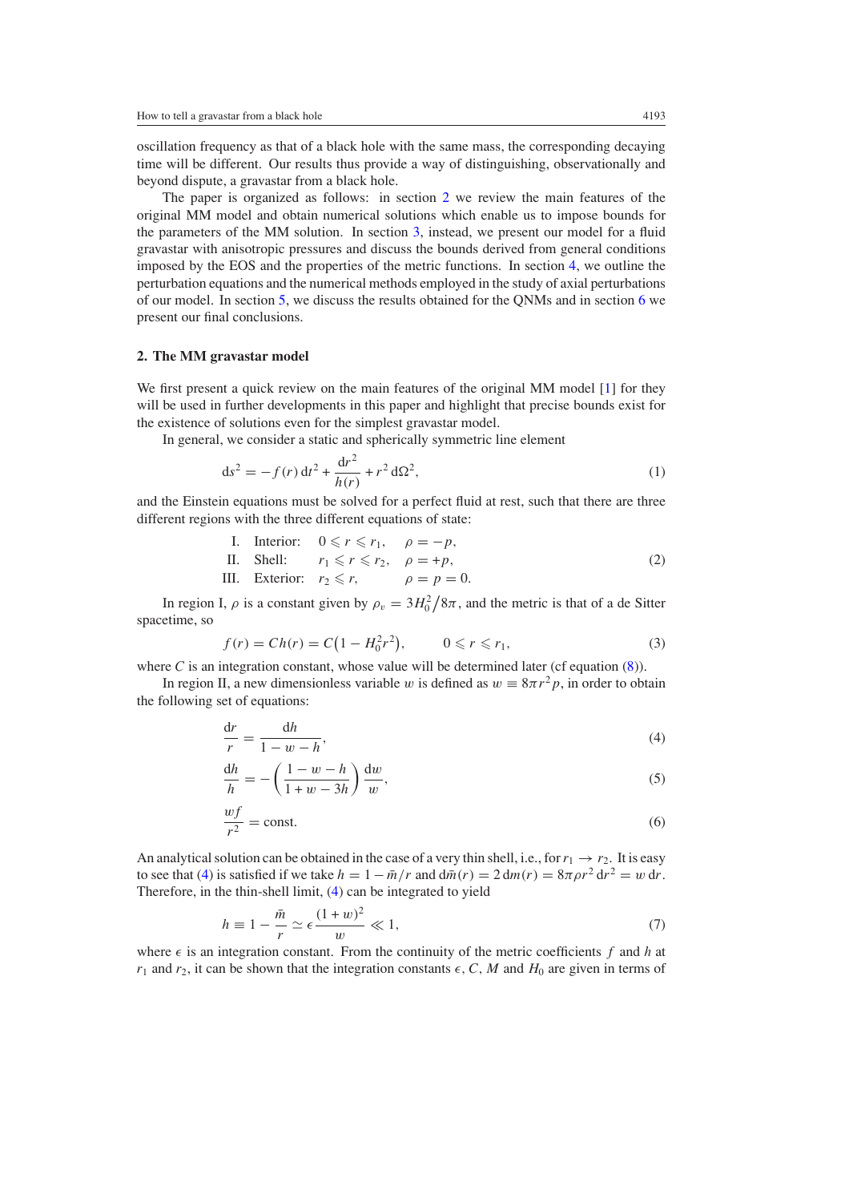oscillation frequency as that of a black hole with the same mass, the corresponding decaying time will be different. Our results thus provide a way of distinguishing, observationally and beyond dispute, a gravastar from a black hole.

The paper is organized as follows: in section 2 we review the main features of the original MM model and obtain numerical solutions which enable us to impose bounds for the parameters of the MM solution. In section 3, instead, we present our model for a fluid gravastar with anisotropic pressures and discuss the bounds derived from general conditions imposed by the EOS and the properties of the metric functions. In section 4, we outline the perturbation equations and the numerical methods employed in the study of axial perturbations of our model. In section 5, we discuss the results obtained for the QNMs and in section 6 we present our final conclusions.

## 2. The MM gravastar model

We first present a quick review on the main features of the original MM model [1] for they will be used in further developments in this paper and highlight that precise bounds exist for the existence of solutions even for the simplest gravastar model.

In general, we consider a static and spherically symmetric line element

$$ds^2 = -f(r)\,dt^2 + \frac{dr^2}{h(r)} + r^2\,d\Omega^2, \tag{1}$$

and the Einstein equations must be solved for a perfect fluid at rest, such that there are three different regions with the three different equations of state:

$$\begin{array}{lll} \text{I.} \quad \text{Interior:} & 0 \leqslant r \leqslant r_1, & \rho = -p, \\ \text{II.} \quad \text{Shell:} & r_1 \leqslant r \leqslant r_2, & \rho = +p, \\ \text{III.} \quad \text{Exterior:} & r_2 \leqslant r, & \rho = p = 0. \end{array} \tag{2}$$

In region I, $\rho$ is a constant given by $\rho_v = 3H_0^2/8\pi$, and the metric is that of a de Sitter spacetime, so

$$f(r) = Ch(r) = C\left(1 - H_0^2 r^2\right), \qquad 0 \leqslant r \leqslant r_1, \tag{3}$$

where $C$ is an integration constant, whose value will be determined later (cf equation (8)).

In region II, a new dimensionless variable $w$ is defined as $w \equiv 8\pi r^2 p$, in order to obtain the following set of equations:

$$\frac{dr}{r} = \frac{dh}{1 - w - h}, \tag{4}$$

$$\frac{dh}{h} = -\left(\frac{1 - w - h}{1 + w - 3h}\right)\frac{dw}{w}, \tag{5}$$

$$\frac{wf}{r^2} = \text{const.} \tag{6}$$

An analytical solution can be obtained in the case of a very thin shell, i.e., for $r_1 \to r_2$. It is easy to see that (4) is satisfied if we take $h = 1 - \bar{m}/r$ and $d\bar{m}(r) = 2\,dm(r) = 8\pi\rho r^2\,dr^2 = w\,dr$. Therefore, in the thin-shell limit, (4) can be integrated to yield

$$h \equiv 1 - \frac{\bar{m}}{r} \simeq \epsilon\frac{(1+w)^2}{w} \ll 1, \tag{7}$$

where $\epsilon$ is an integration constant. From the continuity of the metric coefficients $f$ and $h$ at $r_1$ and $r_2$, it can be shown that the integration constants $\epsilon$, $C$, $M$ and $H_0$ are given in terms of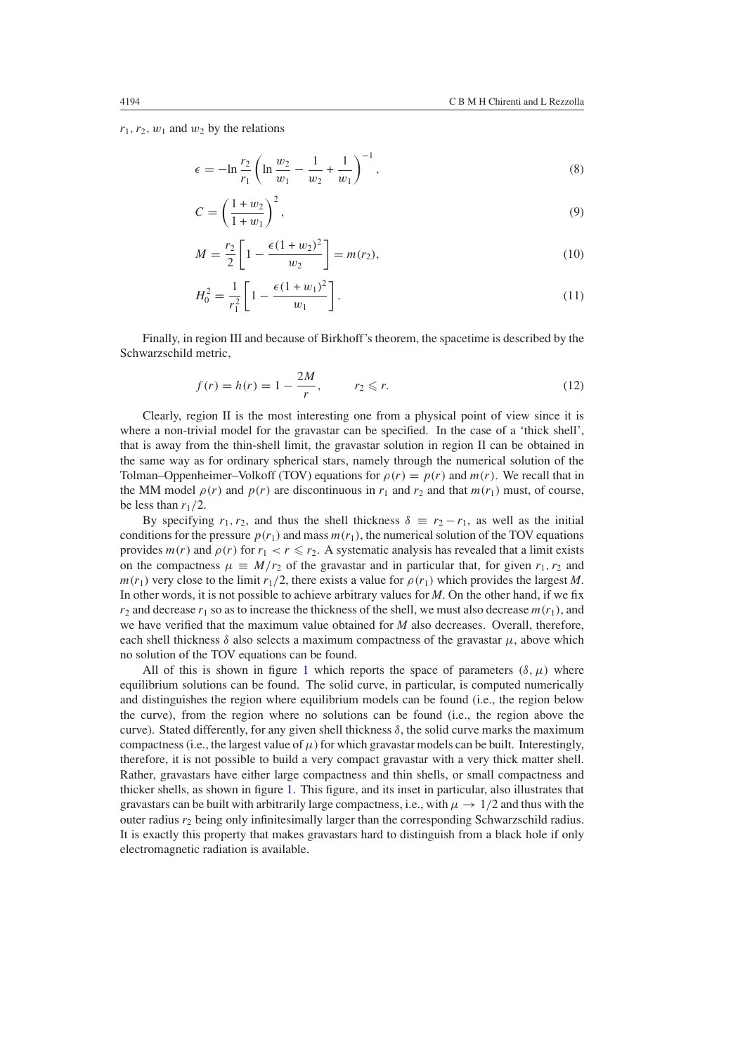$r_1, r_2, w_1$ and $w_2$ by the relations

$$\epsilon = -\ln \frac{r_2}{r_1} \left( \ln \frac{w_2}{w_1} - \frac{1}{w_2} + \frac{1}{w_1} \right)^{-1}, \tag{8}$$

$$C = \left( \frac{1 + w_2}{1 + w_1} \right)^2, \tag{9}$$

$$M = \frac{r_2}{2} \left[ 1 - \frac{\epsilon (1 + w_2)^2}{w_2} \right] = m(r_2), \tag{10}$$

$$H_0^2 = \frac{1}{r_1^2} \left[ 1 - \frac{\epsilon (1 + w_1)^2}{w_1} \right]. \tag{11}$$

Finally, in region III and because of Birkhoff's theorem, the spacetime is described by the Schwarzschild metric,

$$f(r) = h(r) = 1 - \frac{2M}{r}, \qquad r_2 \leqslant r. \tag{12}$$

Clearly, region II is the most interesting one from a physical point of view since it is where a non-trivial model for the gravastar can be specified. In the case of a 'thick shell', that is away from the thin-shell limit, the gravastar solution in region II can be obtained in the same way as for ordinary spherical stars, namely through the numerical solution of the Tolman–Oppenheimer–Volkoff (TOV) equations for $\rho(r) = p(r)$ and $m(r)$. We recall that in the MM model $\rho(r)$ and $p(r)$ are discontinuous in $r_1$ and $r_2$ and that $m(r_1)$ must, of course, be less than $r_1/2$.

By specifying $r_1, r_2$, and thus the shell thickness $\delta \equiv r_2 - r_1$, as well as the initial conditions for the pressure $p(r_1)$ and mass $m(r_1)$, the numerical solution of the TOV equations provides $m(r)$ and $\rho(r)$ for $r_1 < r \leqslant r_2$. A systematic analysis has revealed that a limit exists on the compactness $\mu \equiv M/r_2$ of the gravastar and in particular that, for given $r_1, r_2$ and $m(r_1)$ very close to the limit $r_1/2$, there exists a value for $\rho(r_1)$ which provides the largest $M$. In other words, it is not possible to achieve arbitrary values for $M$. On the other hand, if we fix $r_2$ and decrease $r_1$ so as to increase the thickness of the shell, we must also decrease $m(r_1)$, and we have verified that the maximum value obtained for $M$ also decreases. Overall, therefore, each shell thickness $\delta$ also selects a maximum compactness of the gravastar $\mu$, above which no solution of the TOV equations can be found.

All of this is shown in figure 1 which reports the space of parameters $(\delta, \mu)$ where equilibrium solutions can be found. The solid curve, in particular, is computed numerically and distinguishes the region where equilibrium models can be found (i.e., the region below the curve), from the region where no solutions can be found (i.e., the region above the curve). Stated differently, for any given shell thickness $\delta$, the solid curve marks the maximum compactness (i.e., the largest value of $\mu$) for which gravastar models can be built. Interestingly, therefore, it is not possible to build a very compact gravastar with a very thick matter shell. Rather, gravastars have either large compactness and thin shells, or small compactness and thicker shells, as shown in figure 1. This figure, and its inset in particular, also illustrates that gravastars can be built with arbitrarily large compactness, i.e., with $\mu \to 1/2$ and thus with the outer radius $r_2$ being only infinitesimally larger than the corresponding Schwarzschild radius. It is exactly this property that makes gravastars hard to distinguish from a black hole if only electromagnetic radiation is available.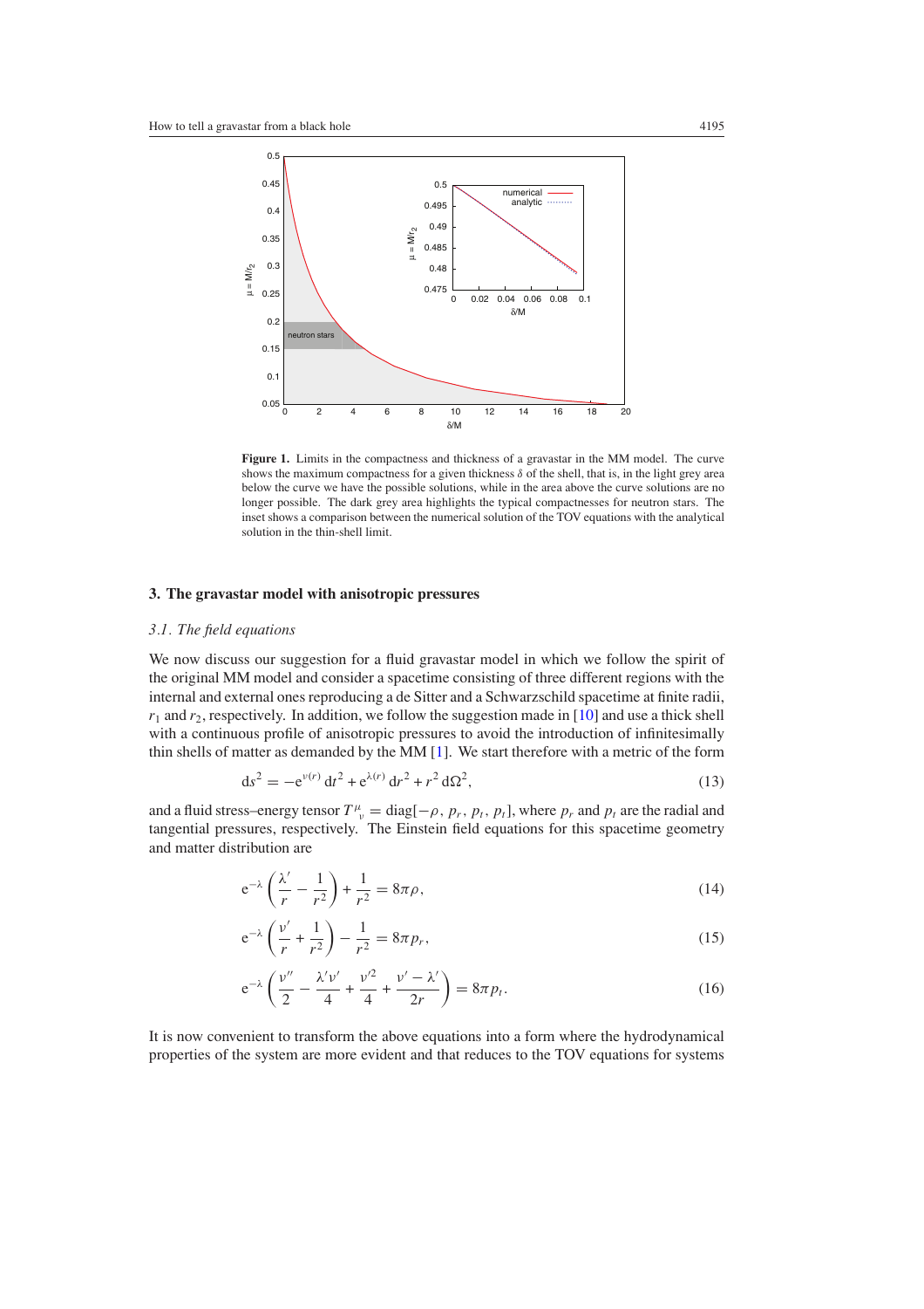**Figure 1.** Limits in the compactness and thickness of a gravastar in the MM model. The curve shows the maximum compactness for a given thickness $\delta$ of the shell, that is, in the light grey area below the curve we have the possible solutions, while in the area above the curve solutions are no longer possible. The dark grey area highlights the typical compactnesses for neutron stars. The inset shows a comparison between the numerical solution of the TOV equations with the analytical solution in the thin-shell limit.

## 3. The gravastar model with anisotropic pressures

### 3.1. The field equations

We now discuss our suggestion for a fluid gravastar model in which we follow the spirit of the original MM model and consider a spacetime consisting of three different regions with the internal and external ones reproducing a de Sitter and a Schwarzschild spacetime at finite radii, $r_1$ and $r_2$, respectively. In addition, we follow the suggestion made in [10] and use a thick shell with a continuous profile of anisotropic pressures to avoid the introduction of infinitesimally thin shells of matter as demanded by the MM [1]. We start therefore with a metric of the form

$$\mathrm{d}s^2 = -\mathrm{e}^{\nu(r)}\,\mathrm{d}t^2 + \mathrm{e}^{\lambda(r)}\,\mathrm{d}r^2 + r^2\,\mathrm{d}\Omega^2, \tag{13}$$

and a fluid stress–energy tensor $T^{\mu}{}_{\nu} = \mathrm{diag}[-\rho, p_r, p_t, p_t]$, where $p_r$ and $p_t$ are the radial and tangential pressures, respectively. The Einstein field equations for this spacetime geometry and matter distribution are

$$\mathrm{e}^{-\lambda}\left(\frac{\lambda'}{r} - \frac{1}{r^2}\right) + \frac{1}{r^2} = 8\pi\rho, \tag{14}$$

$$\mathrm{e}^{-\lambda}\left(\frac{\nu'}{r} + \frac{1}{r^2}\right) - \frac{1}{r^2} = 8\pi p_r, \tag{15}$$

$$\mathrm{e}^{-\lambda}\left(\frac{\nu''}{2} - \frac{\lambda'\nu'}{4} + \frac{\nu'^2}{4} + \frac{\nu' - \lambda'}{2r}\right) = 8\pi p_t. \tag{16}$$

It is now convenient to transform the above equations into a form where the hydrodynamical properties of the system are more evident and that reduces to the TOV equations for systems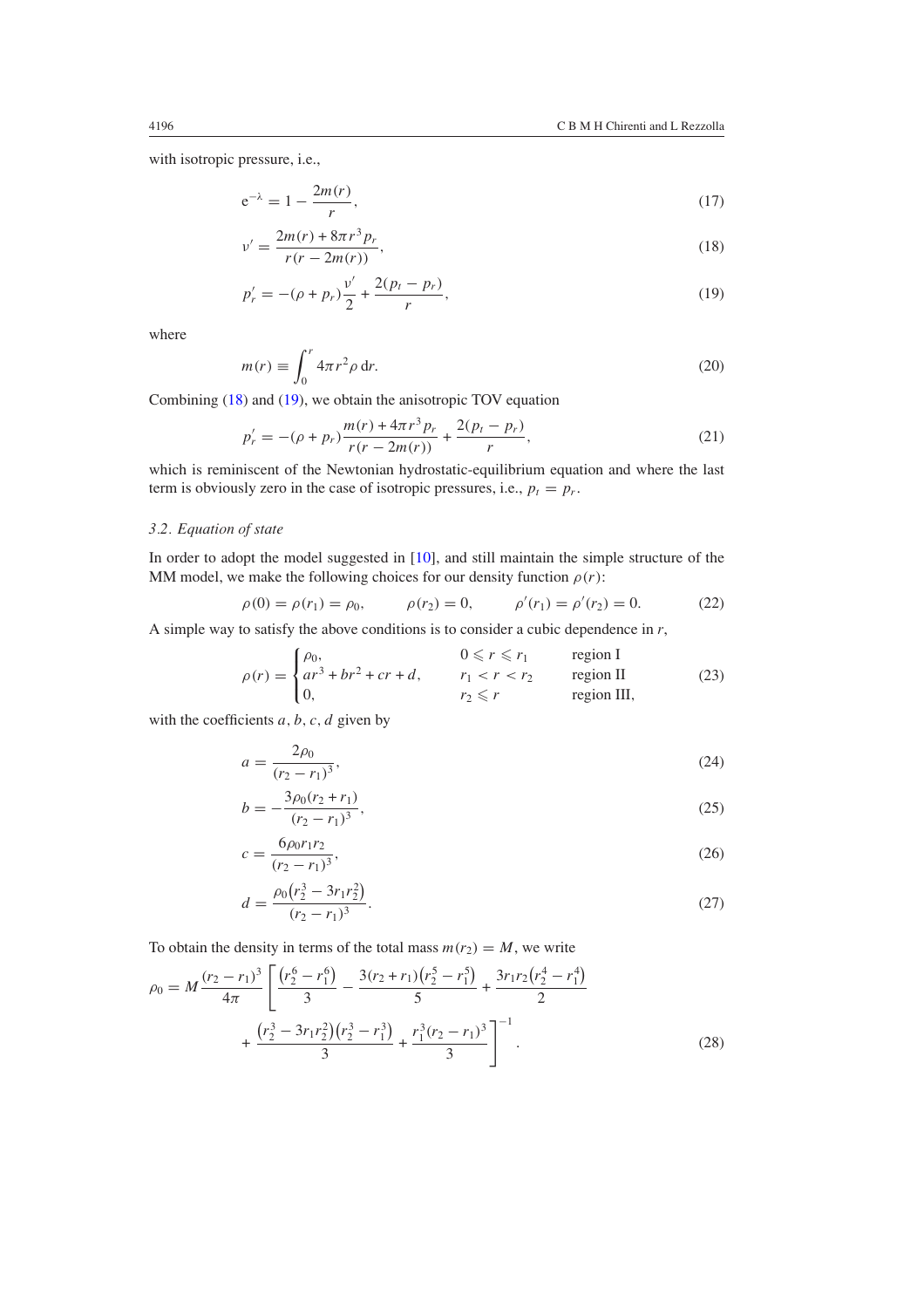with isotropic pressure, i.e.,

$$e^{-\lambda} = 1 - \frac{2m(r)}{r}, \tag{17}$$

$$\nu' = \frac{2m(r) + 8\pi r^3 p_r}{r(r - 2m(r))}, \tag{18}$$

$$p_r' = -(\rho + p_r)\frac{\nu'}{2} + \frac{2(p_t - p_r)}{r}, \tag{19}$$

where

$$m(r) \equiv \int_0^r 4\pi r^2 \rho \, \mathrm{d}r. \tag{20}$$

Combining (18) and (19), we obtain the anisotropic TOV equation

$$p_r' = -(\rho + p_r)\frac{m(r) + 4\pi r^3 p_r}{r(r - 2m(r))} + \frac{2(p_t - p_r)}{r}, \tag{21}$$

which is reminiscent of the Newtonian hydrostatic-equilibrium equation and where the last term is obviously zero in the case of isotropic pressures, i.e., $p_t = p_r$.

### 3.2. Equation of state

In order to adopt the model suggested in [10], and still maintain the simple structure of the MM model, we make the following choices for our density function $\rho(r)$:

$$\rho(0) = \rho(r_1) = \rho_0, \qquad \rho(r_2) = 0, \qquad \rho'(r_1) = \rho'(r_2) = 0. \tag{22}$$

A simple way to satisfy the above conditions is to consider a cubic dependence in $r$,

$$\rho(r) = \begin{cases} \rho_0, & 0 \leqslant r \leqslant r_1 \quad \text{region I} \\ ar^3 + br^2 + cr + d, & r_1 < r < r_2 \quad \text{region II} \\ 0, & r_2 \leqslant r \quad \text{region III}, \end{cases} \tag{23}$$

with the coefficients $a, b, c, d$ given by

$$a = \frac{2\rho_0}{(r_2 - r_1)^3}, \tag{24}$$

$$b = -\frac{3\rho_0(r_2 + r_1)}{(r_2 - r_1)^3}, \tag{25}$$

$$c = \frac{6\rho_0 r_1 r_2}{(r_2 - r_1)^3}, \tag{26}$$

$$d = \frac{\rho_0\left(r_2^3 - 3r_1 r_2^2\right)}{(r_2 - r_1)^3}. \tag{27}$$

To obtain the density in terms of the total mass $m(r_2) = M$, we write

$$\rho_0 = M\frac{(r_2 - r_1)^3}{4\pi}\left[\frac{\left(r_2^6 - r_1^6\right)}{3} - \frac{3(r_2 + r_1)\left(r_2^5 - r_1^5\right)}{5} + \frac{3r_1 r_2\left(r_2^4 - r_1^4\right)}{2} + \frac{\left(r_2^3 - 3r_1 r_2^2\right)\left(r_2^3 - r_1^3\right)}{3} + \frac{r_1^3(r_2 - r_1)^3}{3}\right]^{-1}. \tag{28}$$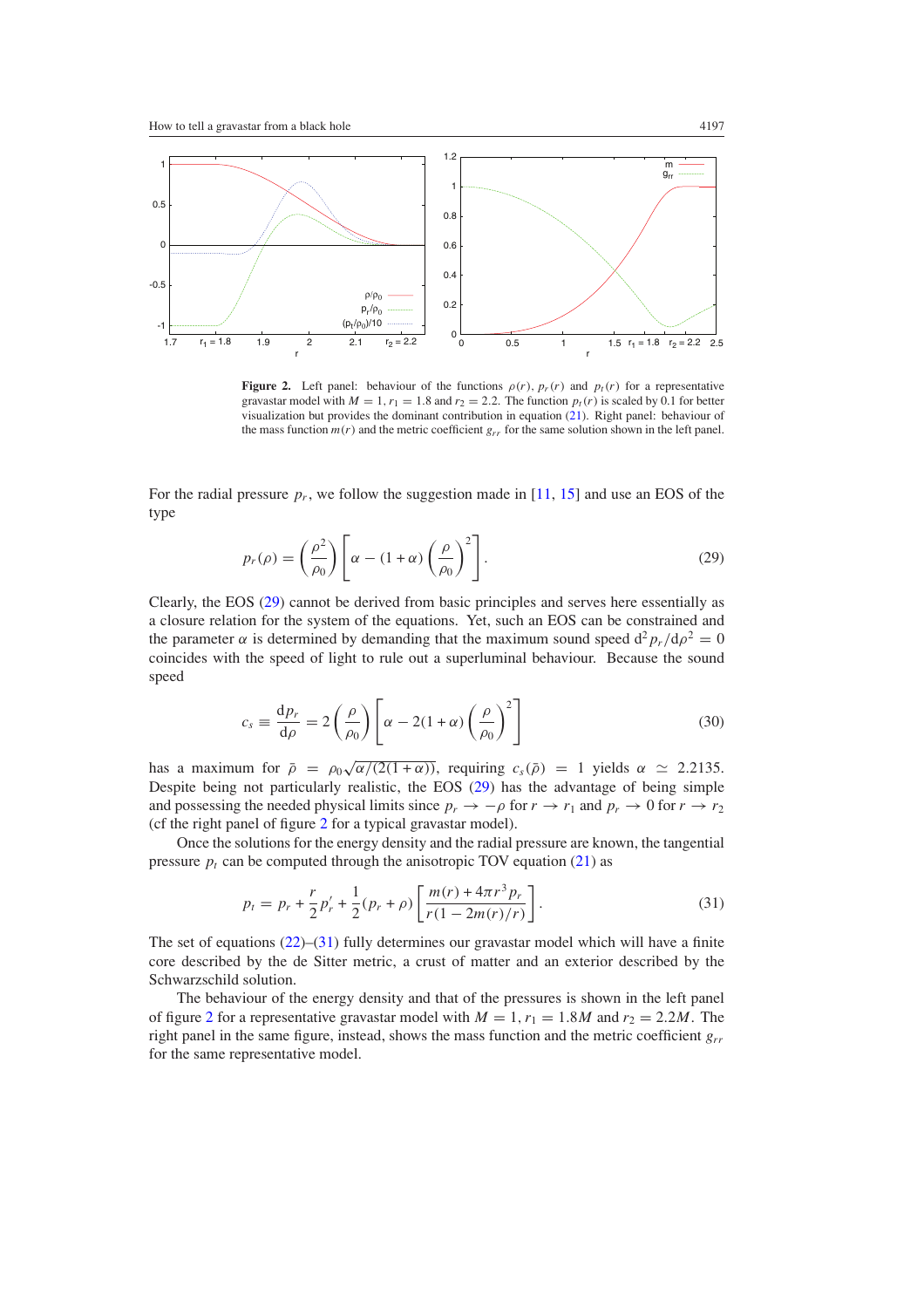**Figure 2.** Left panel: behaviour of the functions $\rho(r)$, $p_r(r)$ and $p_t(r)$ for a representative gravastar model with $M = 1$, $r_1 = 1.8$ and $r_2 = 2.2$. The function $p_t(r)$ is scaled by 0.1 for better visualization but provides the dominant contribution in equation (21). Right panel: behaviour of the mass function $m(r)$ and the metric coefficient $g_{rr}$ for the same solution shown in the left panel.

For the radial pressure $p_r$, we follow the suggestion made in [11, 15] and use an EOS of the type

$$p_r(\rho) = \left(\frac{\rho^2}{\rho_0}\right)\left[\alpha - (1+\alpha)\left(\frac{\rho}{\rho_0}\right)^2\right]. \tag{29}$$

Clearly, the EOS (29) cannot be derived from basic principles and serves here essentially as a closure relation for the system of the equations. Yet, such an EOS can be constrained and the parameter $\alpha$ is determined by demanding that the maximum sound speed $\mathrm{d}^2 p_r/\mathrm{d}\rho^2 = 0$ coincides with the speed of light to rule out a superluminal behaviour. Because the sound speed

$$c_s \equiv \frac{\mathrm{d}p_r}{\mathrm{d}\rho} = 2\left(\frac{\rho}{\rho_0}\right)\left[\alpha - 2(1+\alpha)\left(\frac{\rho}{\rho_0}\right)^2\right] \tag{30}$$

has a maximum for $\bar{\rho} = \rho_0\sqrt{\alpha/(2(1+\alpha))}$, requiring $c_s(\bar{\rho}) = 1$ yields $\alpha \simeq 2.2135$. Despite being not particularly realistic, the EOS (29) has the advantage of being simple and possessing the needed physical limits since $p_r \to -\rho$ for $r \to r_1$ and $p_r \to 0$ for $r \to r_2$ (cf the right panel of figure 2 for a typical gravastar model).

Once the solutions for the energy density and the radial pressure are known, the tangential pressure $p_t$ can be computed through the anisotropic TOV equation (21) as

$$p_t = p_r + \frac{r}{2}p_r' + \frac{1}{2}(p_r + \rho)\left[\frac{m(r) + 4\pi r^3 p_r}{r(1 - 2m(r)/r)}\right]. \tag{31}$$

The set of equations (22)–(31) fully determines our gravastar model which will have a finite core described by the de Sitter metric, a crust of matter and an exterior described by the Schwarzschild solution.

The behaviour of the energy density and that of the pressures is shown in the left panel of figure 2 for a representative gravastar model with $M = 1$, $r_1 = 1.8M$ and $r_2 = 2.2M$. The right panel in the same figure, instead, shows the mass function and the metric coefficient $g_{rr}$ for the same representative model.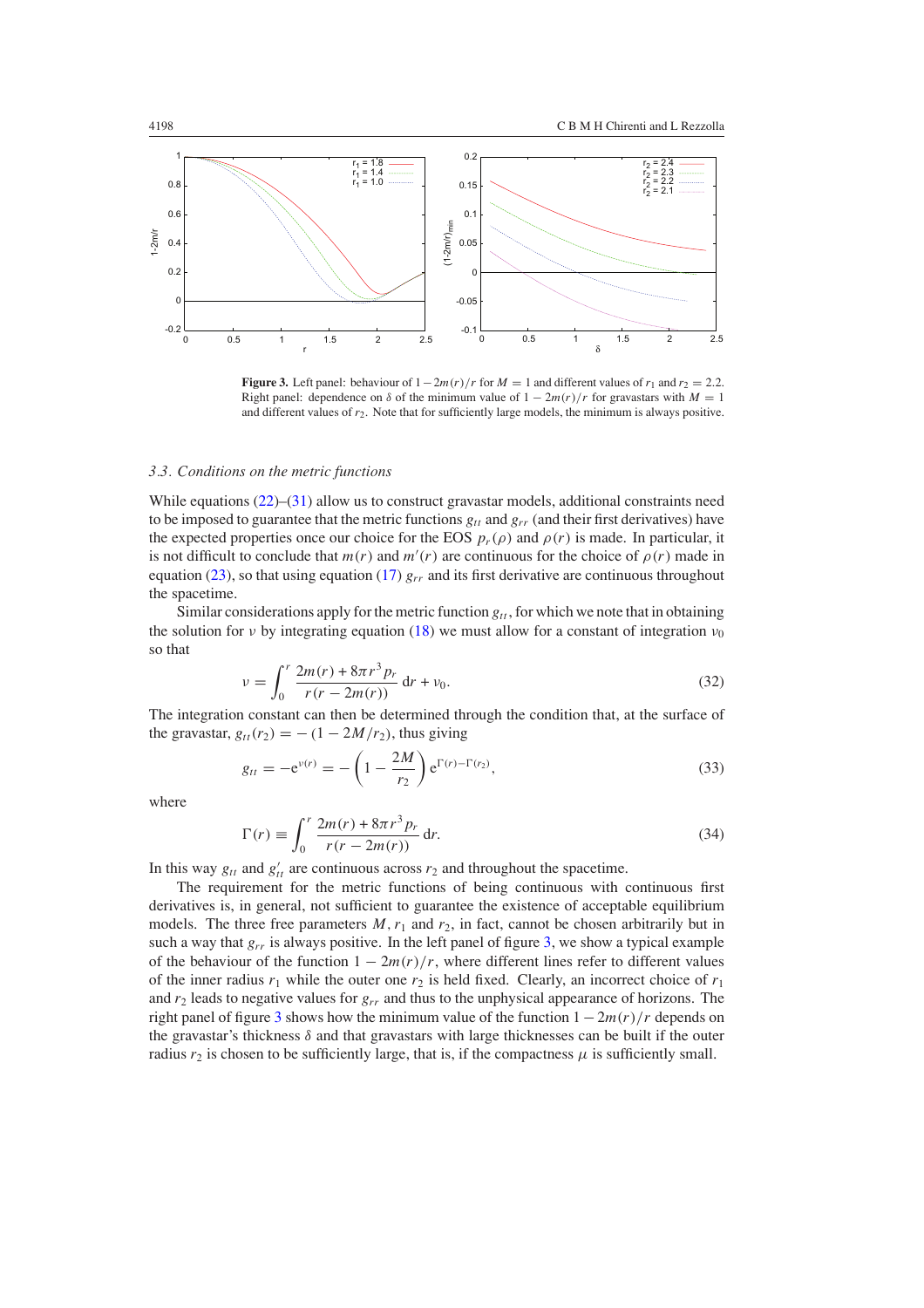**Figure 3.** Left panel: behaviour of $1 - 2m(r)/r$ for $M = 1$ and different values of $r_1$ and $r_2 = 2.2$. Right panel: dependence on $\delta$ of the minimum value of $1 - 2m(r)/r$ for gravastars with $M = 1$ and different values of $r_2$. Note that for sufficiently large models, the minimum is always positive.

### 3.3. Conditions on the metric functions

While equations (22)–(31) allow us to construct gravastar models, additional constraints need to be imposed to guarantee that the metric functions $g_{tt}$ and $g_{rr}$ (and their first derivatives) have the expected properties once our choice for the EOS $p_r(\rho)$ and $\rho(r)$ is made. In particular, it is not difficult to conclude that $m(r)$ and $m'(r)$ are continuous for the choice of $\rho(r)$ made in equation (23), so that using equation (17) $g_{rr}$ and its first derivative are continuous throughout the spacetime.

Similar considerations apply for the metric function $g_{tt}$, for which we note that in obtaining the solution for $\nu$ by integrating equation (18) we must allow for a constant of integration $\nu_0$ so that

$$\nu = \int_0^r \frac{2m(r) + 8\pi r^3 p_r}{r(r - 2m(r))}\, \mathrm{d}r + \nu_0. \tag{32}$$

The integration constant can then be determined through the condition that, at the surface of the gravastar, $g_{tt}(r_2) = -(1 - 2M/r_2)$, thus giving

$$g_{tt} = -\mathrm{e}^{\nu(r)} = -\left(1 - \frac{2M}{r_2}\right)\mathrm{e}^{\Gamma(r) - \Gamma(r_2)}, \tag{33}$$

where

$$\Gamma(r) \equiv \int_0^r \frac{2m(r) + 8\pi r^3 p_r}{r(r - 2m(r))}\, \mathrm{d}r. \tag{34}$$

In this way $g_{tt}$ and $g'_{tt}$ are continuous across $r_2$ and throughout the spacetime.

The requirement for the metric functions of being continuous with continuous first derivatives is, in general, not sufficient to guarantee the existence of acceptable equilibrium models. The three free parameters $M, r_1$ and $r_2$, in fact, cannot be chosen arbitrarily but in such a way that $g_{rr}$ is always positive. In the left panel of figure 3, we show a typical example of the behaviour of the function $1 - 2m(r)/r$, where different lines refer to different values of the inner radius $r_1$ while the outer one $r_2$ is held fixed. Clearly, an incorrect choice of $r_1$ and $r_2$ leads to negative values for $g_{rr}$ and thus to the unphysical appearance of horizons. The right panel of figure 3 shows how the minimum value of the function $1 - 2m(r)/r$ depends on the gravastar's thickness $\delta$ and that gravastars with large thicknesses can be built if the outer radius $r_2$ is chosen to be sufficiently large, that is, if the compactness $\mu$ is sufficiently small.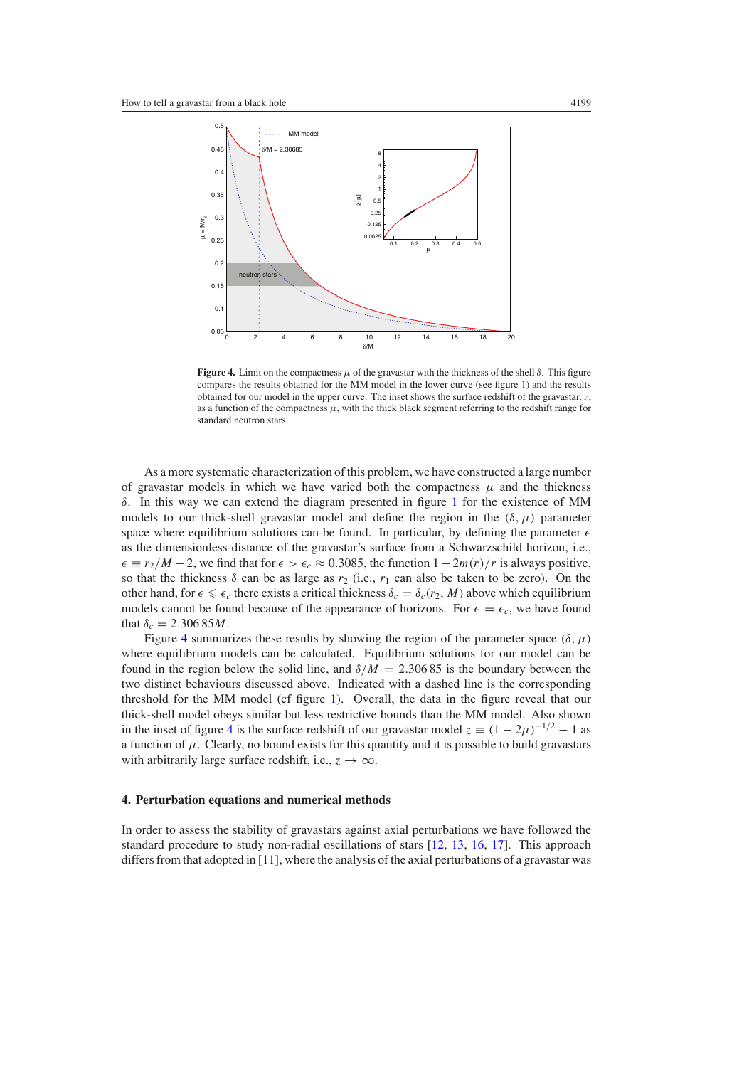**Figure 4.** Limit on the compactness $\mu$ of the gravastar with the thickness of the shell $\delta$. This figure compares the results obtained for the MM model in the lower curve (see figure 1) and the results obtained for our model in the upper curve. The inset shows the surface redshift of the gravastar, $z$, as a function of the compactness $\mu$, with the thick black segment referring to the redshift range for standard neutron stars.

As a more systematic characterization of this problem, we have constructed a large number of gravastar models in which we have varied both the compactness $\mu$ and the thickness $\delta$. In this way we can extend the diagram presented in figure 1 for the existence of MM models to our thick-shell gravastar model and define the region in the $(\delta, \mu)$ parameter space where equilibrium solutions can be found. In particular, by defining the parameter $\epsilon$ as the dimensionless distance of the gravastar's surface from a Schwarzschild horizon, i.e., $\epsilon \equiv r_2/M - 2$, we find that for $\epsilon > \epsilon_c \approx 0.3085$, the function $1 - 2m(r)/r$ is always positive, so that the thickness $\delta$ can be as large as $r_2$ (i.e., $r_1$ can also be taken to be zero). On the other hand, for $\epsilon \leqslant \epsilon_c$ there exists a critical thickness $\delta_c = \delta_c(r_2, M)$ above which equilibrium models cannot be found because of the appearance of horizons. For $\epsilon = \epsilon_c$, we have found that $\delta_c = 2.306\,85M$.

Figure 4 summarizes these results by showing the region of the parameter space $(\delta, \mu)$ where equilibrium models can be calculated. Equilibrium solutions for our model can be found in the region below the solid line, and $\delta/M = 2.306\,85$ is the boundary between the two distinct behaviours discussed above. Indicated with a dashed line is the corresponding threshold for the MM model (cf figure 1). Overall, the data in the figure reveal that our thick-shell model obeys similar but less restrictive bounds than the MM model. Also shown in the inset of figure 4 is the surface redshift of our gravastar model $z \equiv (1 - 2\mu)^{-1/2} - 1$ as a function of $\mu$. Clearly, no bound exists for this quantity and it is possible to build gravastars with arbitrarily large surface redshift, i.e., $z \to \infty$.

## 4. Perturbation equations and numerical methods

In order to assess the stability of gravastars against axial perturbations we have followed the standard procedure to study non-radial oscillations of stars [12, 13, 16, 17]. This approach differs from that adopted in [11], where the analysis of the axial perturbations of a gravastar was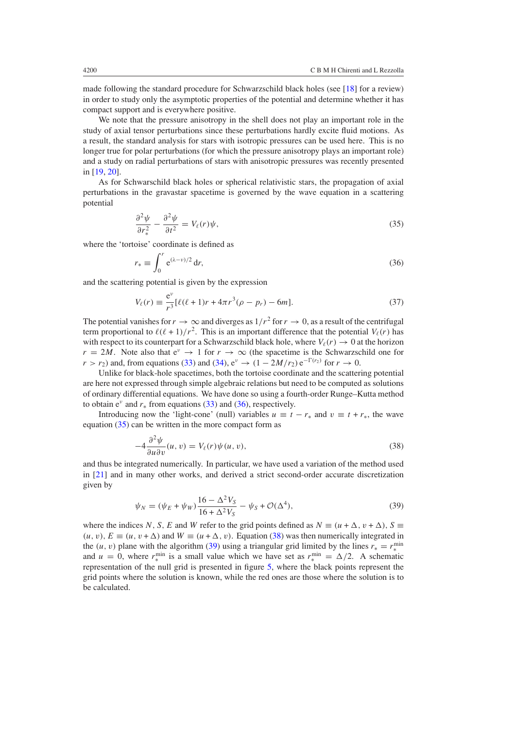made following the standard procedure for Schwarzschild black holes (see [18] for a review) in order to study only the asymptotic properties of the potential and determine whether it has compact support and is everywhere positive.

We note that the pressure anisotropy in the shell does not play an important role in the study of axial tensor perturbations since these perturbations hardly excite fluid motions. As a result, the standard analysis for stars with isotropic pressures can be used here. This is no longer true for polar perturbations (for which the pressure anisotropy plays an important role) and a study on radial perturbations of stars with anisotropic pressures was recently presented in [19, 20].

As for Schwarzschild black holes or spherical relativistic stars, the propagation of axial perturbations in the gravastar spacetime is governed by the wave equation in a scattering potential

$$\frac{\partial^2 \psi}{\partial r_*^2} - \frac{\partial^2 \psi}{\partial t^2} = V_\ell(r)\psi, \tag{35}$$

where the 'tortoise' coordinate is defined as

$$r_* \equiv \int_0^r \mathrm{e}^{(\lambda-\nu)/2}\,\mathrm{d}r, \tag{36}$$

and the scattering potential is given by the expression

$$V_\ell(r) \equiv \frac{\mathrm{e}^{\nu}}{r^3}[\ell(\ell+1)r + 4\pi r^3(\rho - p_r) - 6m]. \tag{37}$$

The potential vanishes for $r \to \infty$ and diverges as $1/r^2$ for $r \to 0$, as a result of the centrifugal term proportional to $\ell(\ell+1)/r^2$. This is an important difference that the potential $V_\ell(r)$ has with respect to its counterpart for a Schwarzschild black hole, where $V_\ell(r) \to 0$ at the horizon $r = 2M$. Note also that $\mathrm{e}^{\nu} \to 1$ for $r \to \infty$ (the spacetime is the Schwarzschild one for $r > r_2$) and, from equations (33) and (34), $\mathrm{e}^{\nu} \to (1 - 2M/r_2)\,\mathrm{e}^{-\Gamma(r_2)}$ for $r \to 0$.

Unlike for black-hole spacetimes, both the tortoise coordinate and the scattering potential are here not expressed through simple algebraic relations but need to be computed as solutions of ordinary differential equations. We have done so using a fourth-order Runge–Kutta method to obtain $\mathrm{e}^{\nu}$ and $r_*$ from equations (33) and (36), respectively.

Introducing now the 'light-cone' (null) variables $u \equiv t - r_*$ and $v \equiv t + r_*$, the wave equation (35) can be written in the more compact form as

$$-4\frac{\partial^2 \psi}{\partial u \partial v}(u, v) = V_\ell(r)\psi(u, v), \tag{38}$$

and thus be integrated numerically. In particular, we have used a variation of the method used in [21] and in many other works, and derived a strict second-order accurate discretization given by

$$\psi_N = (\psi_E + \psi_W)\frac{16 - \Delta^2 V_S}{16 + \Delta^2 V_S} - \psi_S + \mathcal{O}(\Delta^4), \tag{39}$$

where the indices $N$, $S$, $E$ and $W$ refer to the grid points defined as $N \equiv (u + \Delta, v + \Delta)$, $S \equiv (u, v)$, $E \equiv (u, v + \Delta)$ and $W \equiv (u + \Delta, v)$. Equation (38) was then numerically integrated in the $(u, v)$ plane with the algorithm (39) using a triangular grid limited by the lines $r_* = r_*^{\min}$ and $u = 0$, where $r_*^{\min}$ is a small value which we have set as $r_*^{\min} = \Delta/2$. A schematic representation of the null grid is presented in figure 5, where the black points represent the grid points where the solution is known, while the red ones are those where the solution is to be calculated.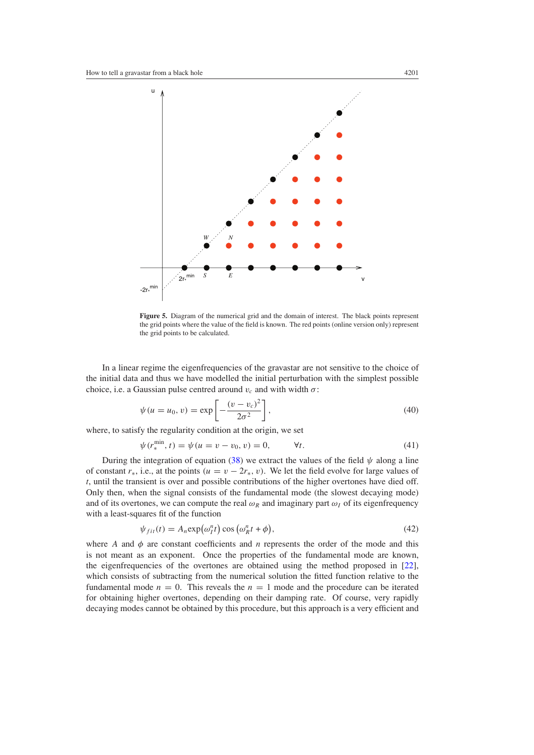**Figure 5.** Diagram of the numerical grid and the domain of interest. The black points represent the grid points where the value of the field is known. The red points (online version only) represent the grid points to be calculated.

In a linear regime the eigenfrequencies of the gravastar are not sensitive to the choice of the initial data and thus we have modelled the initial perturbation with the simplest possible choice, i.e. a Gaussian pulse centred around $v_c$ and with width $\sigma$:

$$\psi(u = u_0, v) = \exp\left[-\frac{(v - v_c)^2}{2\sigma^2}\right], \tag{40}$$

where, to satisfy the regularity condition at the origin, we set

$$\psi(r_*^{\min}, t) = \psi(u = v - v_0, v) = 0, \qquad \forall t. \tag{41}$$

During the integration of equation (38) we extract the values of the field $\psi$ along a line of constant $r_*$, i.e., at the points $(u = v - 2r_*, v)$. We let the field evolve for large values of $t$, until the transient is over and possible contributions of the higher overtones have died off. Only then, when the signal consists of the fundamental mode (the slowest decaying mode) and of its overtones, we can compute the real $\omega_R$ and imaginary part $\omega_I$ of its eigenfrequency with a least-squares fit of the function

$$\psi_{fit}(t) = A_n \exp\left(\omega_I^n t\right) \cos\left(\omega_R^n t + \phi\right), \tag{42}$$

where $A$ and $\phi$ are constant coefficients and $n$ represents the order of the mode and this is not meant as an exponent. Once the properties of the fundamental mode are known, the eigenfrequencies of the overtones are obtained using the method proposed in [22], which consists of subtracting from the numerical solution the fitted function relative to the fundamental mode $n = 0$. This reveals the $n = 1$ mode and the procedure can be iterated for obtaining higher overtones, depending on their damping rate. Of course, very rapidly decaying modes cannot be obtained by this procedure, but this approach is a very efficient and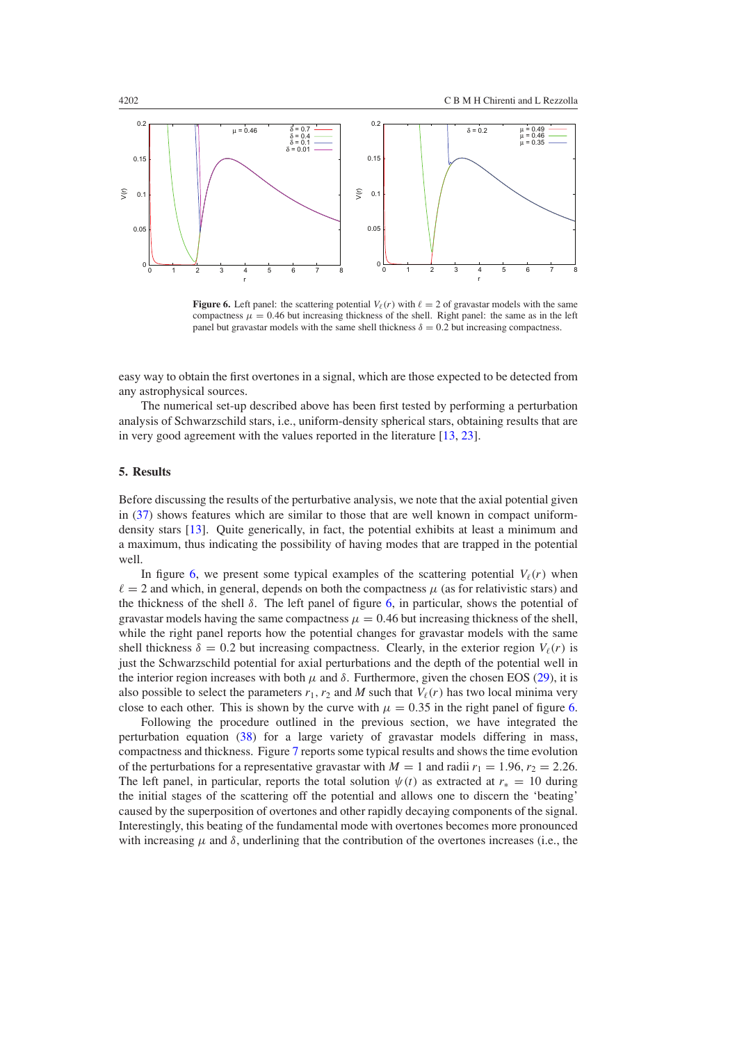**Figure 6.** Left panel: the scattering potential $V_\ell(r)$ with $\ell = 2$ of gravastar models with the same compactness $\mu = 0.46$ but increasing thickness of the shell. Right panel: the same as in the left panel but gravastar models with the same shell thickness $\delta = 0.2$ but increasing compactness.

easy way to obtain the first overtones in a signal, which are those expected to be detected from any astrophysical sources.

The numerical set-up described above has been first tested by performing a perturbation analysis of Schwarzschild stars, i.e., uniform-density spherical stars, obtaining results that are in very good agreement with the values reported in the literature [13, 23].

## 5. Results

Before discussing the results of the perturbative analysis, we note that the axial potential given in (37) shows features which are similar to those that are well known in compact uniform-density stars [13]. Quite generically, in fact, the potential exhibits at least a minimum and a maximum, thus indicating the possibility of having modes that are trapped in the potential well.

In figure 6, we present some typical examples of the scattering potential $V_\ell(r)$ when $\ell = 2$ and which, in general, depends on both the compactness $\mu$ (as for relativistic stars) and the thickness of the shell $\delta$. The left panel of figure 6, in particular, shows the potential of gravastar models having the same compactness $\mu = 0.46$ but increasing thickness of the shell, while the right panel reports how the potential changes for gravastar models with the same shell thickness $\delta = 0.2$ but increasing compactness. Clearly, in the exterior region $V_\ell(r)$ is just the Schwarzschild potential for axial perturbations and the depth of the potential well in the interior region increases with both $\mu$ and $\delta$. Furthermore, given the chosen EOS (29), it is also possible to select the parameters $r_1$, $r_2$ and $M$ such that $V_\ell(r)$ has two local minima very close to each other. This is shown by the curve with $\mu = 0.35$ in the right panel of figure 6.

Following the procedure outlined in the previous section, we have integrated the perturbation equation (38) for a large variety of gravastar models differing in mass, compactness and thickness. Figure 7 reports some typical results and shows the time evolution of the perturbations for a representative gravastar with $M = 1$ and radii $r_1 = 1.96$, $r_2 = 2.26$. The left panel, in particular, reports the total solution $\psi(t)$ as extracted at $r_* = 10$ during the initial stages of the scattering off the potential and allows one to discern the 'beating' caused by the superposition of overtones and other rapidly decaying components of the signal. Interestingly, this beating of the fundamental mode with overtones becomes more pronounced with increasing $\mu$ and $\delta$, underlining that the contribution of the overtones increases (i.e., the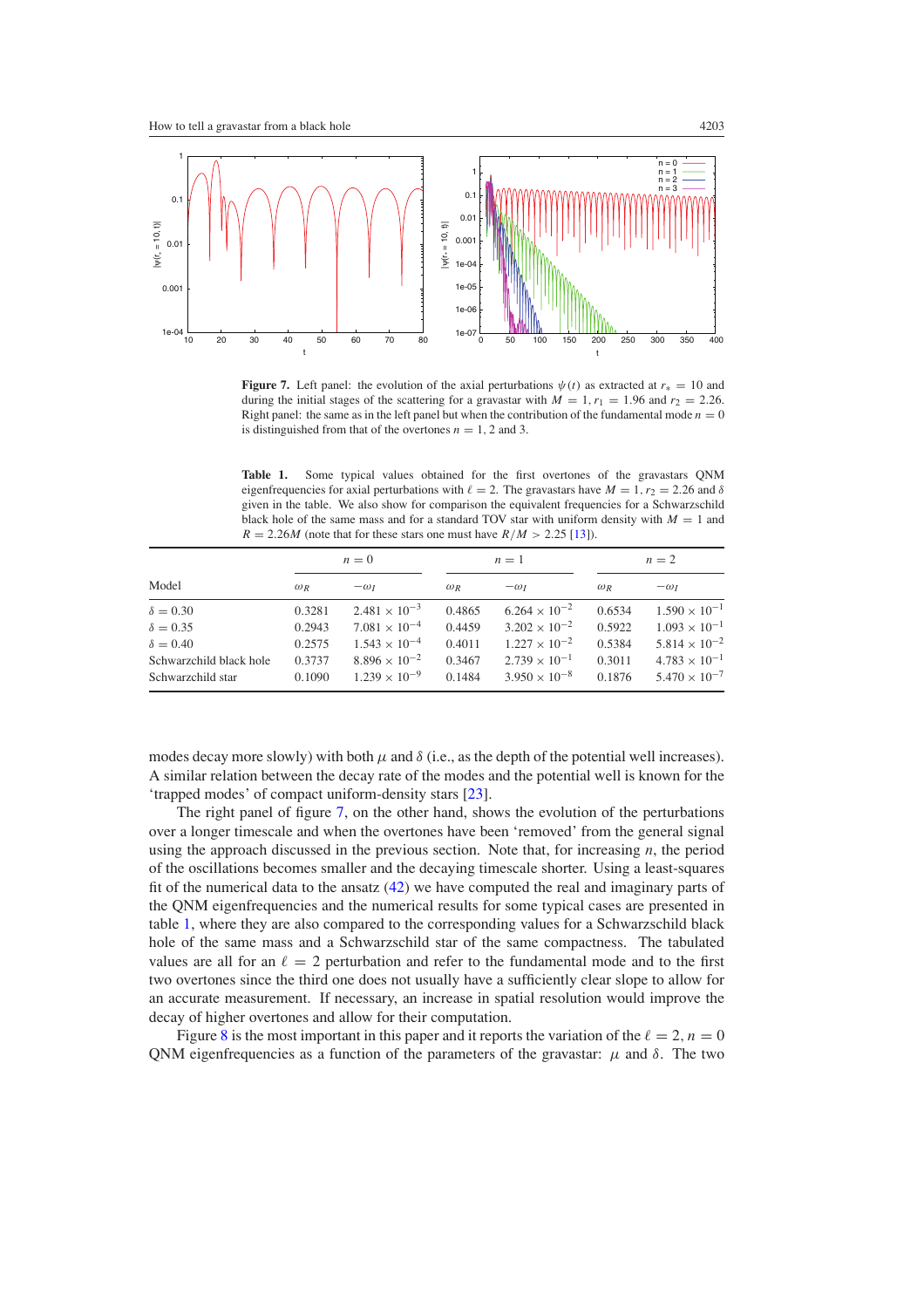**Figure 7.** Left panel: the evolution of the axial perturbations $\psi(t)$ as extracted at $r_* = 10$ and during the initial stages of the scattering for a gravastar with $M = 1, r_1 = 1.96$ and $r_2 = 2.26$. Right panel: the same as in the left panel but when the contribution of the fundamental mode $n = 0$ is distinguished from that of the overtones $n = 1, 2$ and 3.

**Table 1.** Some typical values obtained for the first overtones of the gravastars QNM eigenfrequencies for axial perturbations with $\ell = 2$. The gravastars have $M = 1, r_2 = 2.26$ and $\delta$ given in the table. We also show for comparison the equivalent frequencies for a Schwarzschild black hole of the same mass and for a standard TOV star with uniform density with $M = 1$ and $R = 2.26M$ (note that for these stars one must have $R/M > 2.25$ [13]).

| Model | $n = 0$ | | $n = 1$ | | $n = 2$ | |
|---|---|---|---|---|---|---|
| | $\omega_R$ | $-\omega_I$ | $\omega_R$ | $-\omega_I$ | $\omega_R$ | $-\omega_I$ |
| $\delta = 0.30$ | 0.3281 | $2.481 \times 10^{-3}$ | 0.4865 | $6.264 \times 10^{-2}$ | 0.6534 | $1.590 \times 10^{-1}$ |
| $\delta = 0.35$ | 0.2943 | $7.081 \times 10^{-4}$ | 0.4459 | $3.202 \times 10^{-2}$ | 0.5922 | $1.093 \times 10^{-1}$ |
| $\delta = 0.40$ | 0.2575 | $1.543 \times 10^{-4}$ | 0.4011 | $1.227 \times 10^{-2}$ | 0.5384 | $5.814 \times 10^{-2}$ |
| Schwarzchild black hole | 0.3737 | $8.896 \times 10^{-2}$ | 0.3467 | $2.739 \times 10^{-1}$ | 0.3011 | $4.783 \times 10^{-1}$ |
| Schwarzchild star | 0.1090 | $1.239 \times 10^{-9}$ | 0.1484 | $3.950 \times 10^{-8}$ | 0.1876 | $5.470 \times 10^{-7}$ |

modes decay more slowly) with both $\mu$ and $\delta$ (i.e., as the depth of the potential well increases). A similar relation between the decay rate of the modes and the potential well is known for the 'trapped modes' of compact uniform-density stars [23].

The right panel of figure 7, on the other hand, shows the evolution of the perturbations over a longer timescale and when the overtones have been 'removed' from the general signal using the approach discussed in the previous section. Note that, for increasing $n$, the period of the oscillations becomes smaller and the decaying timescale shorter. Using a least-squares fit of the numerical data to the ansatz (42) we have computed the real and imaginary parts of the QNM eigenfrequencies and the numerical results for some typical cases are presented in table 1, where they are also compared to the corresponding values for a Schwarzschild black hole of the same mass and a Schwarzschild star of the same compactness. The tabulated values are all for an $\ell = 2$ perturbation and refer to the fundamental mode and to the first two overtones since the third one does not usually have a sufficiently clear slope to allow for an accurate measurement. If necessary, an increase in spatial resolution would improve the decay of higher overtones and allow for their computation.

Figure 8 is the most important in this paper and it reports the variation of the $\ell = 2, n = 0$ QNM eigenfrequencies as a function of the parameters of the gravastar: $\mu$ and $\delta$. The two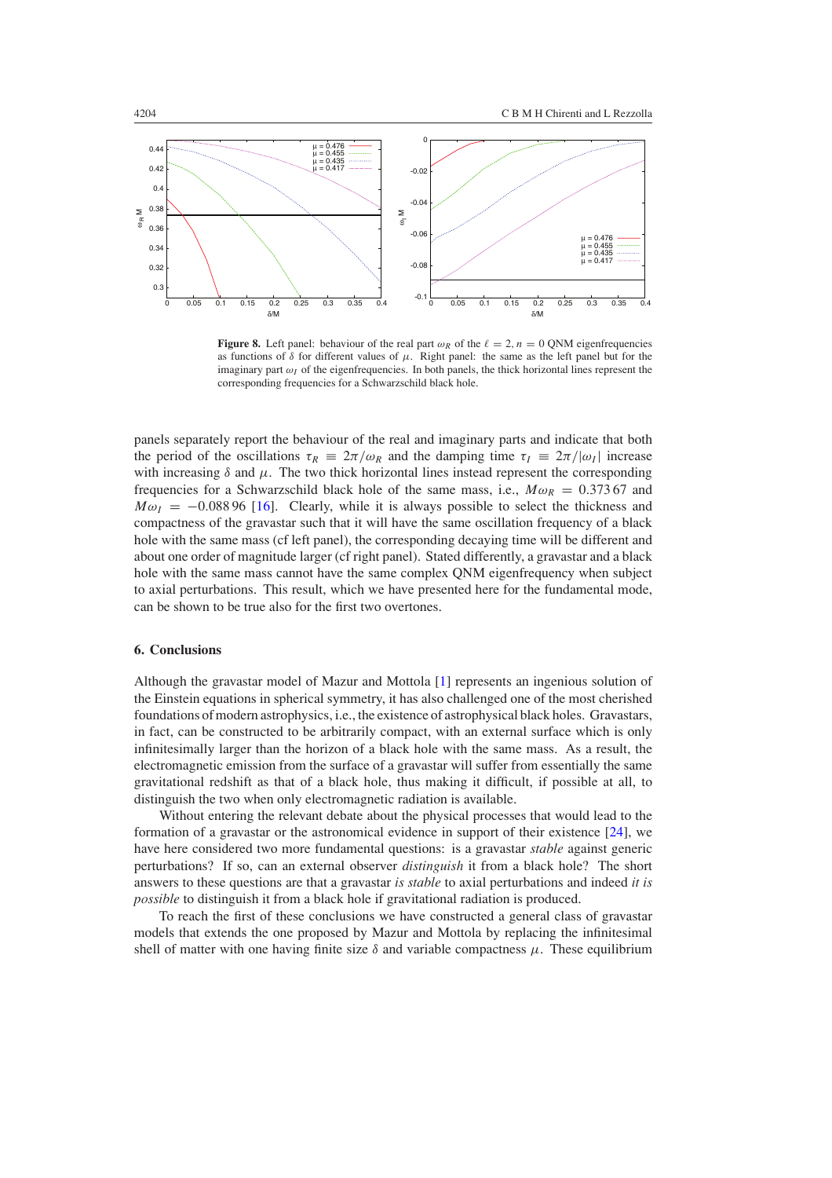**Figure 8.** Left panel: behaviour of the real part $\omega_R$ of the $\ell = 2, n = 0$ QNM eigenfrequencies as functions of $\delta$ for different values of $\mu$. Right panel: the same as the left panel but for the imaginary part $\omega_I$ of the eigenfrequencies. In both panels, the thick horizontal lines represent the corresponding frequencies for a Schwarzschild black hole.

panels separately report the behaviour of the real and imaginary parts and indicate that both the period of the oscillations $\tau_R \equiv 2\pi/\omega_R$ and the damping time $\tau_I \equiv 2\pi/|\omega_I|$ increase with increasing $\delta$ and $\mu$. The two thick horizontal lines instead represent the corresponding frequencies for a Schwarzschild black hole of the same mass, i.e., $M\omega_R = 0.37367$ and $M\omega_I = -0.08896$ [16]. Clearly, while it is always possible to select the thickness and compactness of the gravastar such that it will have the same oscillation frequency of a black hole with the same mass (cf left panel), the corresponding decaying time will be different and about one order of magnitude larger (cf right panel). Stated differently, a gravastar and a black hole with the same mass cannot have the same complex QNM eigenfrequency when subject to axial perturbations. This result, which we have presented here for the fundamental mode, can be shown to be true also for the first two overtones.

## 6. Conclusions

Although the gravastar model of Mazur and Mottola [1] represents an ingenious solution of the Einstein equations in spherical symmetry, it has also challenged one of the most cherished foundations of modern astrophysics, i.e., the existence of astrophysical black holes. Gravastars, in fact, can be constructed to be arbitrarily compact, with an external surface which is only infinitesimally larger than the horizon of a black hole with the same mass. As a result, the electromagnetic emission from the surface of a gravastar will suffer from essentially the same gravitational redshift as that of a black hole, thus making it difficult, if possible at all, to distinguish the two when only electromagnetic radiation is available.

Without entering the relevant debate about the physical processes that would lead to the formation of a gravastar or the astronomical evidence in support of their existence [24], we have here considered two more fundamental questions: is a gravastar *stable* against generic perturbations? If so, can an external observer *distinguish* it from a black hole? The short answers to these questions are that a gravastar *is stable* to axial perturbations and indeed *it is possible* to distinguish it from a black hole if gravitational radiation is produced.

To reach the first of these conclusions we have constructed a general class of gravastar models that extends the one proposed by Mazur and Mottola by replacing the infinitesimal shell of matter with one having finite size $\delta$ and variable compactness $\mu$. These equilibrium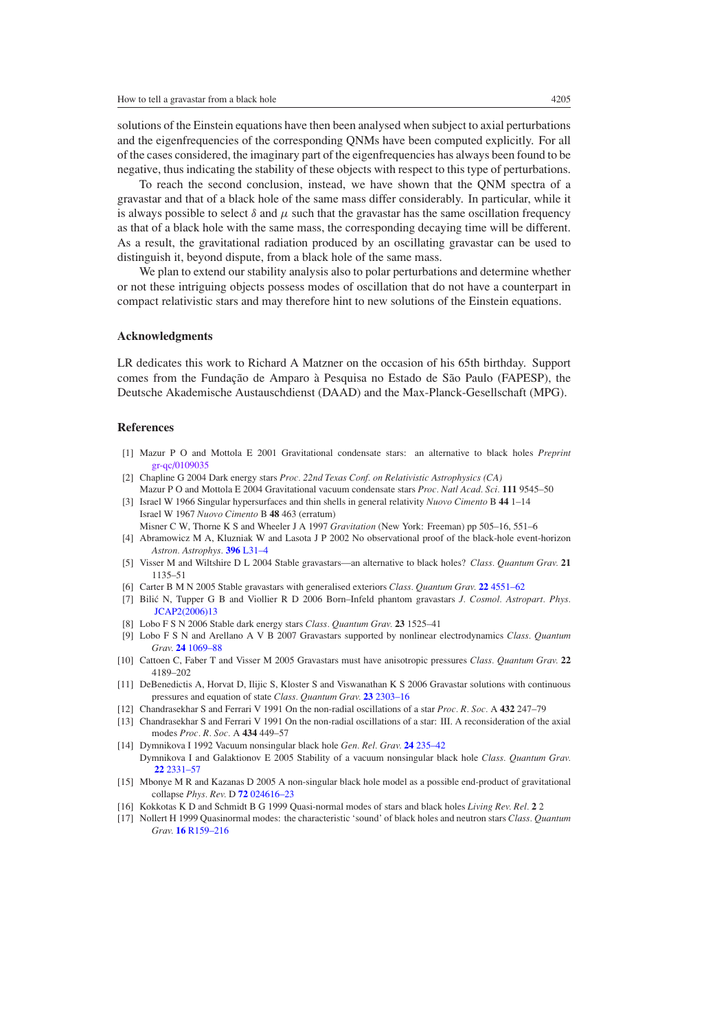solutions of the Einstein equations have then been analysed when subject to axial perturbations and the eigenfrequencies of the corresponding QNMs have been computed explicitly. For all of the cases considered, the imaginary part of the eigenfrequencies has always been found to be negative, thus indicating the stability of these objects with respect to this type of perturbations.

To reach the second conclusion, instead, we have shown that the QNM spectra of a gravastar and that of a black hole of the same mass differ considerably. In particular, while it is always possible to select $\delta$ and $\mu$ such that the gravastar has the same oscillation frequency as that of a black hole with the same mass, the corresponding decaying time will be different. As a result, the gravitational radiation produced by an oscillating gravastar can be used to distinguish it, beyond dispute, from a black hole of the same mass.

We plan to extend our stability analysis also to polar perturbations and determine whether or not these intriguing objects possess modes of oscillation that do not have a counterpart in compact relativistic stars and may therefore hint to new solutions of the Einstein equations.

## Acknowledgments

LR dedicates this work to Richard A Matzner on the occasion of his 65th birthday. Support comes from the Fundação de Amparo à Pesquisa no Estado de São Paulo (FAPESP), the Deutsche Akademische Austauschdienst (DAAD) and the Max-Planck-Gesellschaft (MPG).

## References

[1] Mazur P O and Mottola E 2001 Gravitational condensate stars: an alternative to black holes *Preprint* gr-qc/0109035

[2] Chapline G 2004 Dark energy stars *Proc. 22nd Texas Conf. on Relativistic Astrophysics (CA)*
Mazur P O and Mottola E 2004 Gravitational vacuum condensate stars *Proc. Natl Acad. Sci.* **111** 9545–50

[3] Israel W 1966 Singular hypersurfaces and thin shells in general relativity *Nuovo Cimento* B **44** 1–14
Israel W 1967 *Nuovo Cimento* B **48** 463 (erratum)
Misner C W, Thorne K S and Wheeler J A 1997 *Gravitation* (New York: Freeman) pp 505–16, 551–6

[4] Abramowicz M A, Kluzniak W and Lasota J P 2002 No observational proof of the black-hole event-horizon *Astron. Astrophys.* **396** L31–4

[5] Visser M and Wiltshire D L 2004 Stable gravastars—an alternative to black holes? *Class. Quantum Grav.* **21** 1135–51

[6] Carter B M N 2005 Stable gravastars with generalised exteriors *Class. Quantum Grav.* **22** 4551–62

[7] Bilić N, Tupper G B and Viollier R D 2006 Born–Infeld phantom gravastars *J. Cosmol. Astropart. Phys.* JCAP2(2006)13

[8] Lobo F S N 2006 Stable dark energy stars *Class. Quantum Grav.* **23** 1525–41

[9] Lobo F S N and Arellano A V B 2007 Gravastars supported by nonlinear electrodynamics *Class. Quantum Grav.* **24** 1069–88

[10] Cattoen C, Faber T and Visser M 2005 Gravastars must have anisotropic pressures *Class. Quantum Grav.* **22** 4189–202

[11] DeBenedictis A, Horvat D, Ilijic S, Kloster S and Viswanathan K S 2006 Gravastar solutions with continuous pressures and equation of state *Class. Quantum Grav.* **23** 2303–16

[12] Chandrasekhar S and Ferrari V 1991 On the non-radial oscillations of a star *Proc. R. Soc.* A **432** 247–79

[13] Chandrasekhar S and Ferrari V 1991 On the non-radial oscillations of a star: III. A reconsideration of the axial modes *Proc. R. Soc.* A **434** 449–57

[14] Dymnikova I 1992 Vacuum nonsingular black hole *Gen. Rel. Grav.* **24** 235–42
Dymnikova I and Galaktionov E 2005 Stability of a vacuum nonsingular black hole *Class. Quantum Grav.* **22** 2331–57

[15] Mbonye M R and Kazanas D 2005 A non-singular black hole model as a possible end-product of gravitational collapse *Phys. Rev.* D **72** 024616–23

[16] Kokkotas K D and Schmidt B G 1999 Quasi-normal modes of stars and black holes *Living Rev. Rel.* **2** 2

[17] Nollert H 1999 Quasinormal modes: the characteristic 'sound' of black holes and neutron stars *Class. Quantum Grav.* **16** R159–216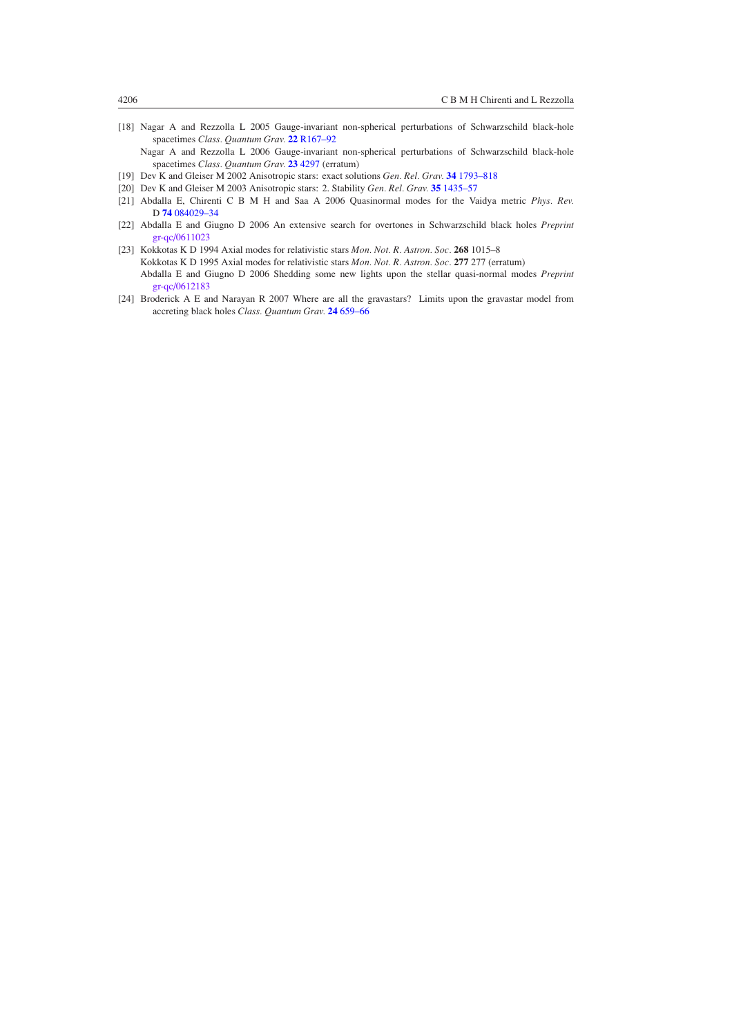[18] Nagar A and Rezzolla L 2005 Gauge-invariant non-spherical perturbations of Schwarzschild black-hole spacetimes *Class. Quantum Grav.* **22** R167–92

Nagar A and Rezzolla L 2006 Gauge-invariant non-spherical perturbations of Schwarzschild black-hole spacetimes *Class. Quantum Grav.* **23** 4297 (erratum)

[19] Dev K and Gleiser M 2002 Anisotropic stars: exact solutions *Gen. Rel. Grav.* **34** 1793–818

[20] Dev K and Gleiser M 2003 Anisotropic stars: 2. Stability *Gen. Rel. Grav.* **35** 1435–57

[21] Abdalla E, Chirenti C B M H and Saa A 2006 Quasinormal modes for the Vaidya metric *Phys. Rev.* D **74** 084029–34

[22] Abdalla E and Giugno D 2006 An extensive search for overtones in Schwarzschild black holes *Preprint* gr-qc/0611023

[23] Kokkotas K D 1994 Axial modes for relativistic stars *Mon. Not. R. Astron. Soc.* **268** 1015–8

Kokkotas K D 1995 Axial modes for relativistic stars *Mon. Not. R. Astron. Soc.* **277** 277 (erratum)

Abdalla E and Giugno D 2006 Shedding some new lights upon the stellar quasi-normal modes *Preprint* gr-qc/0612183

[24] Broderick A E and Narayan R 2007 Where are all the gravastars? Limits upon the gravastar model from accreting black holes *Class. Quantum Grav.* **24** 659–66